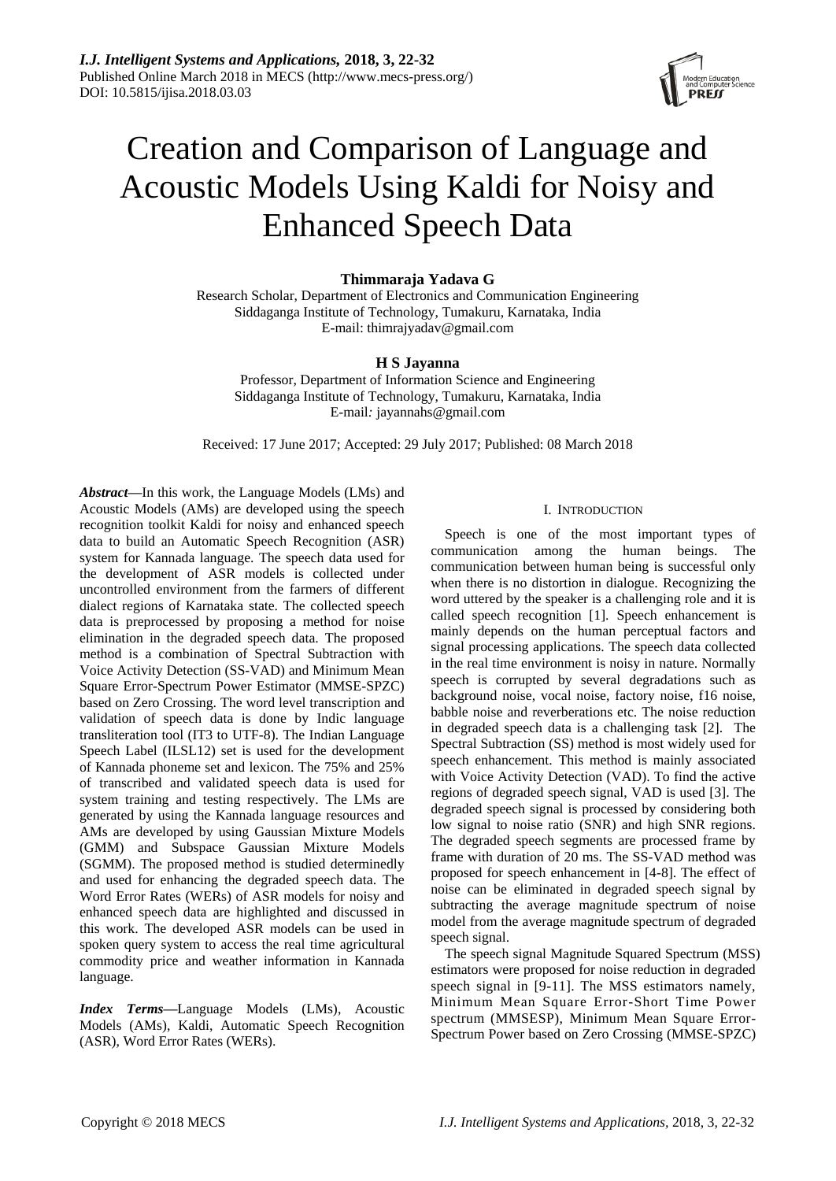# Creation and Comparison of Language and Acoustic Models Using Kaldi for Noisy and Enhanced Speech Data

**Thimmaraja Yadava G**

Research Scholar, Department of Electronics and Communication Engineering
Siddaganga Institute of Technology, Tumakuru, Karnataka, India
E-mail: thimrajyadav@gmail.com

**H S Jayanna**

Professor, Department of Information Science and Engineering
Siddaganga Institute of Technology, Tumakuru, Karnataka, India
E-mail: jayannahs@gmail.com

Received: 17 June 2017; Accepted: 29 July 2017; Published: 08 March 2018

***Abstract*****—**In this work, the Language Models (LMs) and Acoustic Models (AMs) are developed using the speech recognition toolkit Kaldi for noisy and enhanced speech data to build an Automatic Speech Recognition (ASR) system for Kannada language. The speech data used for the development of ASR models is collected under uncontrolled environment from the farmers of different dialect regions of Karnataka state. The collected speech data is preprocessed by proposing a method for noise elimination in the degraded speech data. The proposed method is a combination of Spectral Subtraction with Voice Activity Detection (SS-VAD) and Minimum Mean Square Error-Spectrum Power Estimator (MMSE-SPZC) based on Zero Crossing. The word level transcription and validation of speech data is done by Indic language transliteration tool (IT3 to UTF-8). The Indian Language Speech Label (ILSL12) set is used for the development of Kannada phoneme set and lexicon. The 75% and 25% of transcribed and validated speech data is used for system training and testing respectively. The LMs are generated by using the Kannada language resources and AMs are developed by using Gaussian Mixture Models (GMM) and Subspace Gaussian Mixture Models (SGMM). The proposed method is studied determinedly and used for enhancing the degraded speech data. The Word Error Rates (WERs) of ASR models for noisy and enhanced speech data are highlighted and discussed in this work. The developed ASR models can be used in spoken query system to access the real time agricultural commodity price and weather information in Kannada language.

***Index Terms*****—**Language Models (LMs), Acoustic Models (AMs), Kaldi, Automatic Speech Recognition (ASR), Word Error Rates (WERs).

## I. Introduction

Speech is one of the most important types of communication among the human beings. The communication between human being is successful only when there is no distortion in dialogue. Recognizing the word uttered by the speaker is a challenging role and it is called speech recognition [1]. Speech enhancement is mainly depends on the human perceptual factors and signal processing applications. The speech data collected in the real time environment is noisy in nature. Normally speech is corrupted by several degradations such as background noise, vocal noise, factory noise, f16 noise, babble noise and reverberations etc. The noise reduction in degraded speech data is a challenging task [2]. The Spectral Subtraction (SS) method is most widely used for speech enhancement. This method is mainly associated with Voice Activity Detection (VAD). To find the active regions of degraded speech signal, VAD is used [3]. The degraded speech signal is processed by considering both low signal to noise ratio (SNR) and high SNR regions. The degraded speech segments are processed frame by frame with duration of 20 ms. The SS-VAD method was proposed for speech enhancement in [4-8]. The effect of noise can be eliminated in degraded speech signal by subtracting the average magnitude spectrum of noise model from the average magnitude spectrum of degraded speech signal.

The speech signal Magnitude Squared Spectrum (MSS) estimators were proposed for noise reduction in degraded speech signal in [9-11]. The MSS estimators namely, Minimum Mean Square Error-Short Time Power spectrum (MMSESP), Minimum Mean Square Error-Spectrum Power based on Zero Crossing (MMSE-SPZC)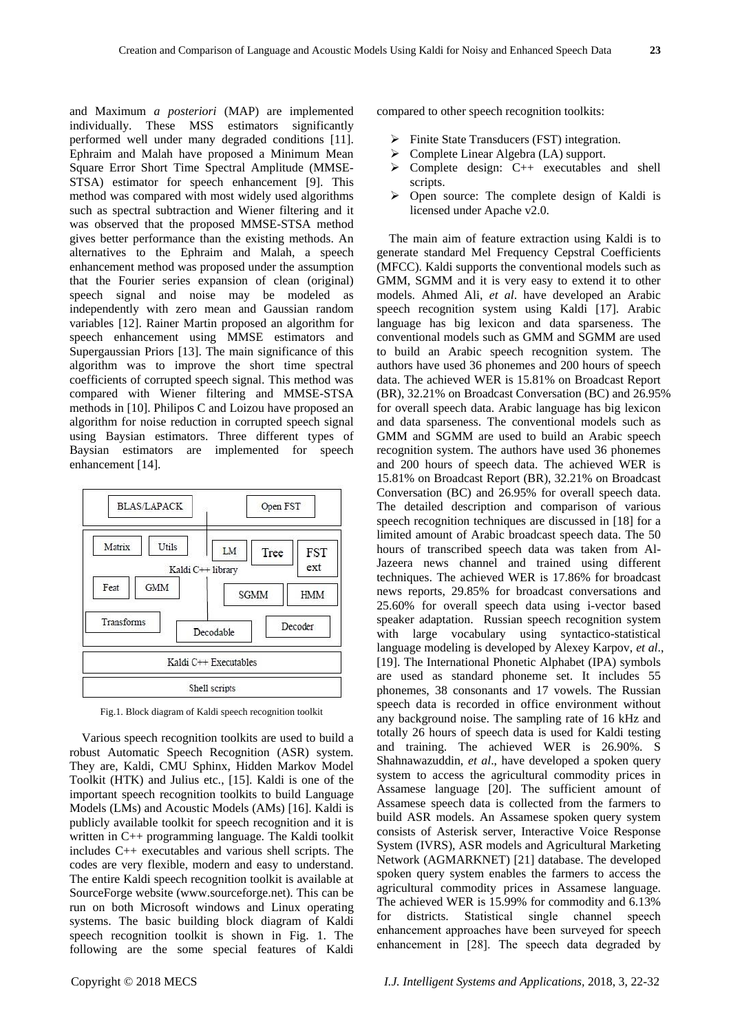and Maximum *a posteriori* (MAP) are implemented individually. These MSS estimators significantly performed well under many degraded conditions [11]. Ephraim and Malah have proposed a Minimum Mean Square Error Short Time Spectral Amplitude (MMSE-STSA) estimator for speech enhancement [9]. This method was compared with most widely used algorithms such as spectral subtraction and Wiener filtering and it was observed that the proposed MMSE-STSA method gives better performance than the existing methods. An alternatives to the Ephraim and Malah, a speech enhancement method was proposed under the assumption that the Fourier series expansion of clean (original) speech signal and noise may be modeled as independently with zero mean and Gaussian random variables [12]. Rainer Martin proposed an algorithm for speech enhancement using MMSE estimators and Supergaussian Priors [13]. The main significance of this algorithm was to improve the short time spectral coefficients of corrupted speech signal. This method was compared with Wiener filtering and MMSE-STSA methods in [10]. Philipos C and Loizou have proposed an algorithm for noise reduction in corrupted speech signal using Baysian estimators. Three different types of Baysian estimators are implemented for speech enhancement [14].

| BLAS/LAPACK | Open FST |
|---|---|
| Matrix, Utils, LM, Tree, FST ext, Kaldi C++ library, Feat, GMM, SGMM, HMM, Transforms, Decodable, Decoder | |
| Kaldi C++ Executables | |
| Shell scripts | |

Fig.1. Block diagram of Kaldi speech recognition toolkit

Various speech recognition toolkits are used to build a robust Automatic Speech Recognition (ASR) system. They are, Kaldi, CMU Sphinx, Hidden Markov Model Toolkit (HTK) and Julius etc., [15]. Kaldi is one of the important speech recognition toolkits to build Language Models (LMs) and Acoustic Models (AMs) [16]. Kaldi is publicly available toolkit for speech recognition and it is written in C++ programming language. The Kaldi toolkit includes C++ executables and various shell scripts. The codes are very flexible, modern and easy to understand. The entire Kaldi speech recognition toolkit is available at SourceForge website (www.sourceforge.net). This can be run on both Microsoft windows and Linux operating systems. The basic building block diagram of Kaldi speech recognition toolkit is shown in Fig. 1. The following are the some special features of Kaldi compared to other speech recognition toolkits:

- Finite State Transducers (FST) integration.
- Complete Linear Algebra (LA) support.
- Complete design: C++ executables and shell scripts.
- Open source: The complete design of Kaldi is licensed under Apache v2.0.

The main aim of feature extraction using Kaldi is to generate standard Mel Frequency Cepstral Coefficients (MFCC). Kaldi supports the conventional models such as GMM, SGMM and it is very easy to extend it to other models. Ahmed Ali, *et al*. have developed an Arabic speech recognition system using Kaldi [17]. Arabic language has big lexicon and data sparseness. The conventional models such as GMM and SGMM are used to build an Arabic speech recognition system. The authors have used 36 phonemes and 200 hours of speech data. The achieved WER is 15.81% on Broadcast Report (BR), 32.21% on Broadcast Conversation (BC) and 26.95% for overall speech data. Arabic language has big lexicon and data sparseness. The conventional models such as GMM and SGMM are used to build an Arabic speech recognition system. The authors have used 36 phonemes and 200 hours of speech data. The achieved WER is 15.81% on Broadcast Report (BR), 32.21% on Broadcast Conversation (BC) and 26.95% for overall speech data. The detailed description and comparison of various speech recognition techniques are discussed in [18] for a limited amount of Arabic broadcast speech data. The 50 hours of transcribed speech data was taken from Al-Jazeera news channel and trained using different techniques. The achieved WER is 17.86% for broadcast news reports, 29.85% for broadcast conversations and 25.60% for overall speech data using i-vector based speaker adaptation. Russian speech recognition system with large vocabulary using syntactico-statistical language modeling is developed by Alexey Karpov, *et al*., [19]. The International Phonetic Alphabet (IPA) symbols are used as standard phoneme set. It includes 55 phonemes, 38 consonants and 17 vowels. The Russian speech data is recorded in office environment without any background noise. The sampling rate of 16 kHz and totally 26 hours of speech data is used for Kaldi testing and training. The achieved WER is 26.90%. S Shahnawazuddin, *et al*., have developed a spoken query system to access the agricultural commodity prices in Assamese language [20]. The sufficient amount of Assamese speech data is collected from the farmers to build ASR models. An Assamese spoken query system consists of Asterisk server, Interactive Voice Response System (IVRS), ASR models and Agricultural Marketing Network (AGMARKNET) [21] database. The developed spoken query system enables the farmers to access the agricultural commodity prices in Assamese language. The achieved WER is 15.99% for commodity and 6.13% for districts. Statistical single channel speech enhancement approaches have been surveyed for speech enhancement in [28]. The speech data degraded by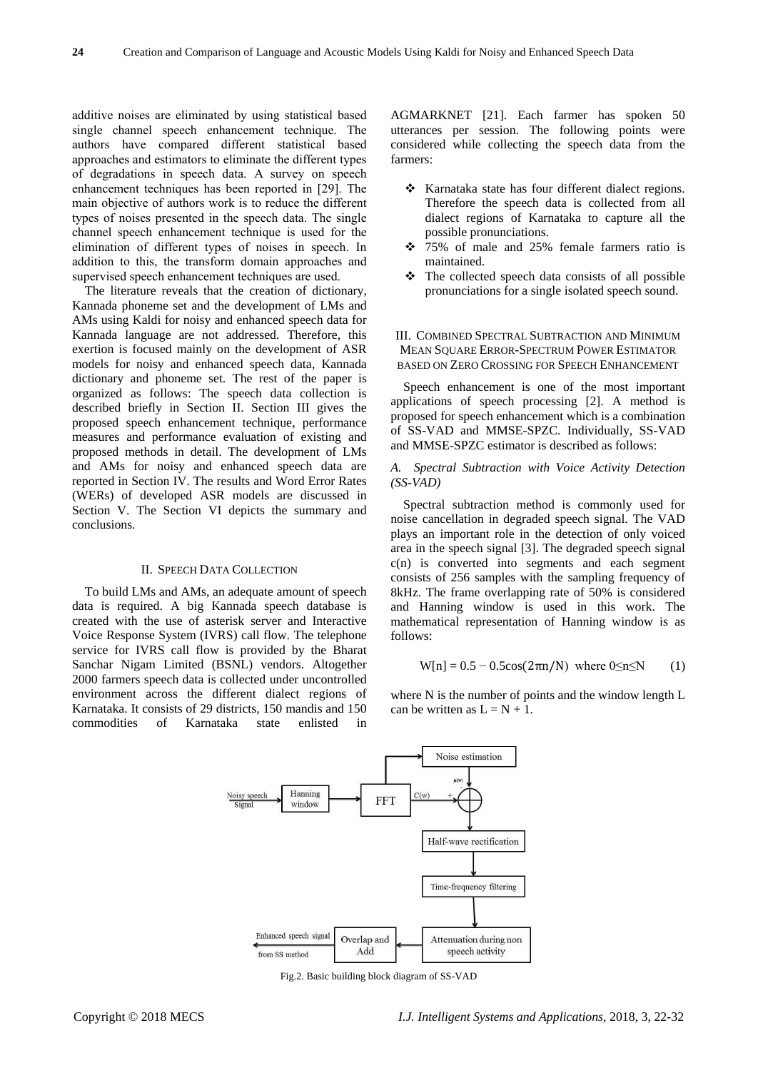additive noises are eliminated by using statistical based single channel speech enhancement technique. The authors have compared different statistical based approaches and estimators to eliminate the different types of degradations in speech data. A survey on speech enhancement techniques has been reported in [29]. The main objective of authors work is to reduce the different types of noises presented in the speech data. The single channel speech enhancement technique is used for the elimination of different types of noises in speech. In addition to this, the transform domain approaches and supervised speech enhancement techniques are used.

The literature reveals that the creation of dictionary, Kannada phoneme set and the development of LMs and AMs using Kaldi for noisy and enhanced speech data for Kannada language are not addressed. Therefore, this exertion is focused mainly on the development of ASR models for noisy and enhanced speech data, Kannada dictionary and phoneme set. The rest of the paper is organized as follows: The speech data collection is described briefly in Section II. Section III gives the proposed speech enhancement technique, performance measures and performance evaluation of existing and proposed methods in detail. The development of LMs and AMs for noisy and enhanced speech data are reported in Section IV. The results and Word Error Rates (WERs) of developed ASR models are discussed in Section V. The Section VI depicts the summary and conclusions.

## II. Speech Data Collection

To build LMs and AMs, an adequate amount of speech data is required. A big Kannada speech database is created with the use of asterisk server and Interactive Voice Response System (IVRS) call flow. The telephone service for IVRS call flow is provided by the Bharat Sanchar Nigam Limited (BSNL) vendors. Altogether 2000 farmers speech data is collected under uncontrolled environment across the different dialect regions of Karnataka. It consists of 29 districts, 150 mandis and 150 commodities of Karnataka state enlisted in AGMARKNET [21]. Each farmer has spoken 50 utterances per session. The following points were considered while collecting the speech data from the farmers:

- Karnataka state has four different dialect regions. Therefore the speech data is collected from all dialect regions of Karnataka to capture all the possible pronunciations.
- 75% of male and 25% female farmers ratio is maintained.
- The collected speech data consists of all possible pronunciations for a single isolated speech sound.

## III. Combined Spectral Subtraction and Minimum Mean Square Error-Spectrum Power Estimator based on Zero Crossing for Speech Enhancement

Speech enhancement is one of the most important applications of speech processing [2]. A method is proposed for speech enhancement which is a combination of SS-VAD and MMSE-SPZC. Individually, SS-VAD and MMSE-SPZC estimator is described as follows:

### *A. Spectral Subtraction with Voice Activity Detection (SS-VAD)*

Spectral subtraction method is commonly used for noise cancellation in degraded speech signal. The VAD plays an important role in the detection of only voiced area in the speech signal [3]. The degraded speech signal c(n) is converted into segments and each segment consists of 256 samples with the sampling frequency of 8kHz. The frame overlapping rate of 50% is considered and Hanning window is used in this work. The mathematical representation of Hanning window is as follows:

$$W[n] = 0.5 - 0.5\cos(2\pi n/N) \quad \text{where } 0 \leq n \leq N \tag{1}$$

where N is the number of points and the window length L can be written as $L = N + 1$.

Fig.2. Basic building block diagram of SS-VAD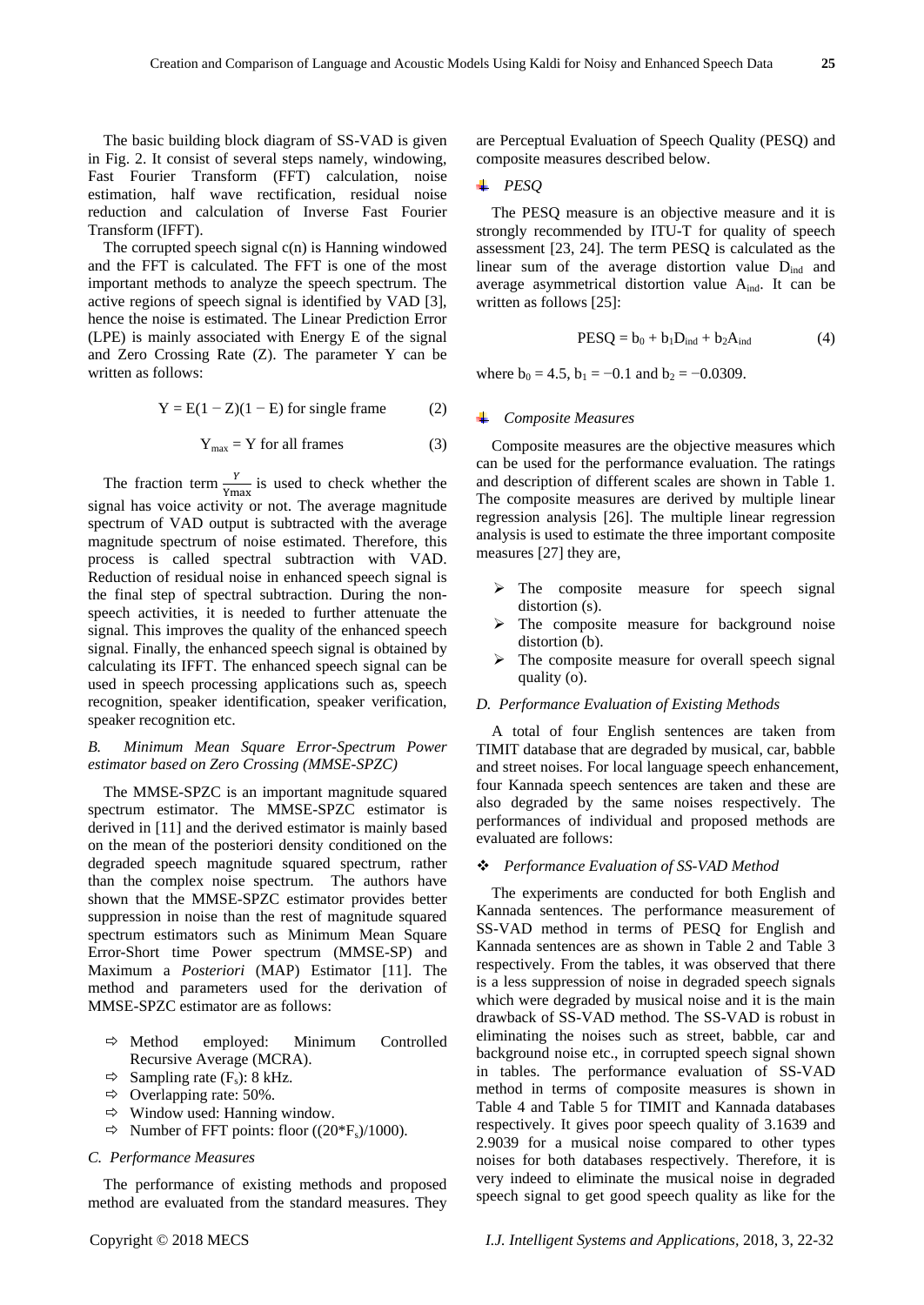The basic building block diagram of SS-VAD is given in Fig. 2. It consist of several steps namely, windowing, Fast Fourier Transform (FFT) calculation, noise estimation, half wave rectification, residual noise reduction and calculation of Inverse Fast Fourier Transform (IFFT).

The corrupted speech signal c(n) is Hanning windowed and the FFT is calculated. The FFT is one of the most important methods to analyze the speech spectrum. The active regions of speech signal is identified by VAD [3], hence the noise is estimated. The Linear Prediction Error (LPE) is mainly associated with Energy E of the signal and Zero Crossing Rate (Z). The parameter Y can be written as follows:

$$Y = E(1 - Z)(1 - E) \text{ for single frame} \tag{2}$$

$$Y_{max} = Y \text{ for all frames} \tag{3}$$

The fraction term $\frac{Y}{Y_{max}}$ is used to check whether the signal has voice activity or not. The average magnitude spectrum of VAD output is subtracted with the average magnitude spectrum of noise estimated. Therefore, this process is called spectral subtraction with VAD. Reduction of residual noise in enhanced speech signal is the final step of spectral subtraction. During the non-speech activities, it is needed to further attenuate the signal. This improves the quality of the enhanced speech signal. Finally, the enhanced speech signal is obtained by calculating its IFFT. The enhanced speech signal can be used in speech processing applications such as, speech recognition, speaker identification, speaker verification, speaker recognition etc.

### *B. Minimum Mean Square Error-Spectrum Power estimator based on Zero Crossing (MMSE-SPZC)*

The MMSE-SPZC is an important magnitude squared spectrum estimator. The MMSE-SPZC estimator is derived in [11] and the derived estimator is mainly based on the mean of the posteriori density conditioned on the degraded speech magnitude squared spectrum, rather than the complex noise spectrum. The authors have shown that the MMSE-SPZC estimator provides better suppression in noise than the rest of magnitude squared spectrum estimators such as Minimum Mean Square Error-Short time Power spectrum (MMSE-SP) and Maximum a *Posteriori* (MAP) Estimator [11]. The method and parameters used for the derivation of MMSE-SPZC estimator are as follows:

- Method employed: Minimum Controlled Recursive Average (MCRA).
- Sampling rate ($F_s$): 8 kHz.
- Overlapping rate: 50%.
- Window used: Hanning window.
- Number of FFT points: floor $((20^*F_s)/1000)$.

### *C. Performance Measures*

The performance of existing methods and proposed method are evaluated from the standard measures. They are Perceptual Evaluation of Speech Quality (PESQ) and composite measures described below.

#### *PESQ*

The PESQ measure is an objective measure and it is strongly recommended by ITU-T for quality of speech assessment [23, 24]. The term PESQ is calculated as the linear sum of the average distortion value $D_{ind}$ and average asymmetrical distortion value $A_{ind}$. It can be written as follows [25]:

$$PESQ = b_0 + b_1 D_{ind} + b_2 A_{ind} \tag{4}$$

where $b_0 = 4.5$, $b_1 = -0.1$ and $b_2 = -0.0309$.

#### *Composite Measures*

Composite measures are the objective measures which can be used for the performance evaluation. The ratings and description of different scales are shown in Table 1. The composite measures are derived by multiple linear regression analysis [26]. The multiple linear regression analysis is used to estimate the three important composite measures [27] they are,

- The composite measure for speech signal distortion (s).
- The composite measure for background noise distortion (b).
- The composite measure for overall speech signal quality (o).

### *D. Performance Evaluation of Existing Methods*

A total of four English sentences are taken from TIMIT database that are degraded by musical, car, babble and street noises. For local language speech enhancement, four Kannada speech sentences are taken and these are also degraded by the same noises respectively. The performances of individual and proposed methods are evaluated are follows:

#### *Performance Evaluation of SS-VAD Method*

The experiments are conducted for both English and Kannada sentences. The performance measurement of SS-VAD method in terms of PESQ for English and Kannada sentences are as shown in Table 2 and Table 3 respectively. From the tables, it was observed that there is a less suppression of noise in degraded speech signals which were degraded by musical noise and it is the main drawback of SS-VAD method. The SS-VAD is robust in eliminating the noises such as street, babble, car and background noise etc., in corrupted speech signal shown in tables. The performance evaluation of SS-VAD method in terms of composite measures is shown in Table 4 and Table 5 for TIMIT and Kannada databases respectively. It gives poor speech quality of 3.1639 and 2.9039 for a musical noise compared to other types noises for both databases respectively. Therefore, it is very indeed to eliminate the musical noise in degraded speech signal to get good speech quality as like for the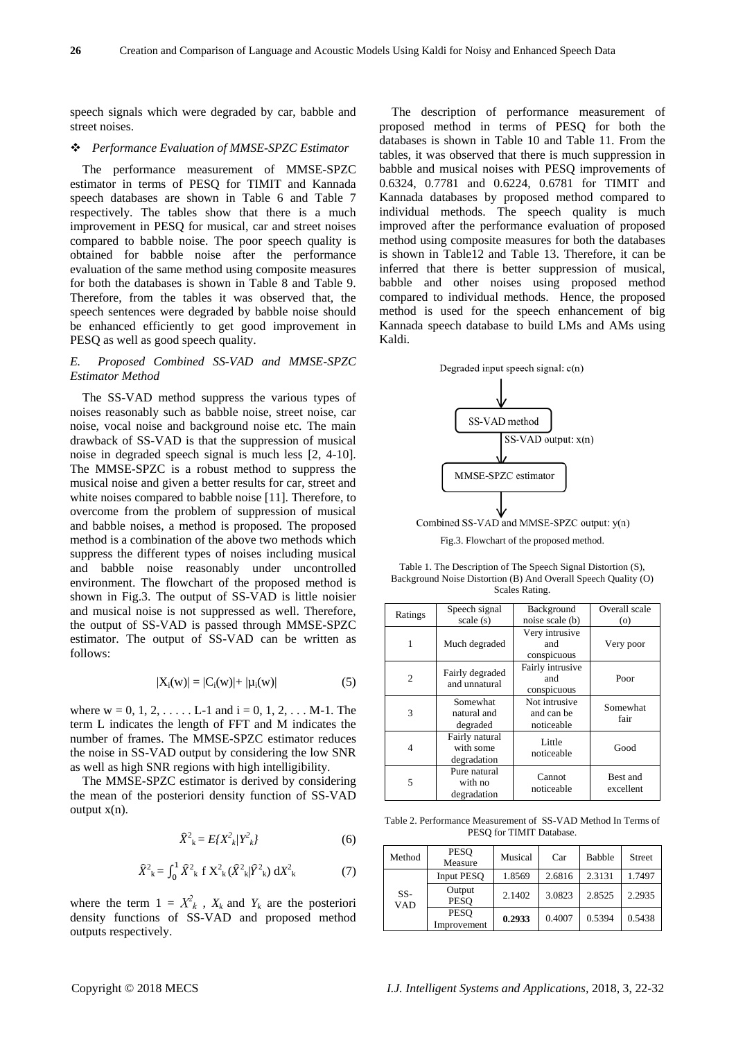speech signals which were degraded by car, babble and street noises.

- *Performance Evaluation of MMSE-SPZC Estimator*

The performance measurement of MMSE-SPZC estimator in terms of PESQ for TIMIT and Kannada speech databases are shown in Table 6 and Table 7 respectively. The tables show that there is a much improvement in PESQ for musical, car and street noises compared to babble noise. The poor speech quality is obtained for babble noise after the performance evaluation of the same method using composite measures for both the databases is shown in Table 8 and Table 9. Therefore, from the tables it was observed that, the speech sentences were degraded by babble noise should be enhanced efficiently to get good improvement in PESQ as well as good speech quality.

### *E. Proposed Combined SS-VAD and MMSE-SPZC Estimator Method*

The SS-VAD method suppress the various types of noises reasonably such as babble noise, street noise, car noise, vocal noise and background noise etc. The main drawback of SS-VAD is that the suppression of musical noise in degraded speech signal is much less [2, 4-10]. The MMSE-SPZC is a robust method to suppress the musical noise and given a better results for car, street and white noises compared to babble noise [11]. Therefore, to overcome from the problem of suppression of musical and babble noises, a method is proposed. The proposed method is a combination of the above two methods which suppress the different types of noises including musical and babble noise reasonably under uncontrolled environment. The flowchart of the proposed method is shown in Fig.3. The output of SS-VAD is little noisier and musical noise is not suppressed as well. Therefore, the output of SS-VAD is passed through MMSE-SPZC estimator. The output of SS-VAD can be written as follows:

$$|X_i(w)| = |C_i(w)| + |\mu_i(w)| \tag{5}$$

where $w = 0, 1, 2, \ldots\ldots L-1$ and $i = 0, 1, 2, \ldots M-1$. The term L indicates the length of FFT and M indicates the number of frames. The MMSE-SPZC estimator reduces the noise in SS-VAD output by considering the low SNR as well as high SNR regions with high intelligibility.

The MMSE-SPZC estimator is derived by considering the mean of the posteriori density function of SS-VAD output x(n).

$$\hat{X}^2_k = E\{X^2_k|Y^2_k\} \tag{6}$$

$$\hat{X}^2_k = \int_0^1 \hat{X}^2_k \, f\, X^2_k(\hat{X}^2_k|\hat{Y}^2_k)\, dX^2_k \tag{7}$$

where the term $1 = X^2_k$, $X_k$ and $Y_k$ are the posteriori density functions of SS-VAD and proposed method outputs respectively.

The description of performance measurement of proposed method in terms of PESQ for both the databases is shown in Table 10 and Table 11. From the tables, it was observed that there is much suppression in babble and musical noises with PESQ improvements of 0.6324, 0.7781 and 0.6224, 0.6781 for TIMIT and Kannada databases by proposed method compared to individual methods. The speech quality is much improved after the performance evaluation of proposed method using composite measures for both the databases is shown in Table12 and Table 13. Therefore, it can be inferred that there is better suppression of musical, babble and other noises using proposed method compared to individual methods. Hence, the proposed method is used for the speech enhancement of big Kannada speech database to build LMs and AMs using Kaldi.

Degraded input speech signal: c(n) → SS-VAD method → SS-VAD output: x(n) → MMSE-SPZC estimator → Combined SS-VAD and MMSE-SPZC output: y(n)

Fig.3. Flowchart of the proposed method.

Table 1. The Description of The Speech Signal Distortion (S), Background Noise Distortion (B) And Overall Speech Quality (O) Scales Rating.

| Ratings | Speech signal scale (s) | Background noise scale (b) | Overall scale (o) |
|---|---|---|---|
| 1 | Much degraded | Very intrusive and conspicuous | Very poor |
| 2 | Fairly degraded and unnatural | Fairly intrusive and conspicuous | Poor |
| 3 | Somewhat natural and degraded | Not intrusive and can be noticeable | Somewhat fair |
| 4 | Fairly natural with some degradation | Little noticeable | Good |
| 5 | Pure natural with no degradation | Cannot noticeable | Best and excellent |

Table 2. Performance Measurement of SS-VAD Method In Terms of PESQ for TIMIT Database.

| Method | PESQ Measure | Musical | Car | Babble | Street |
|---|---|---|---|---|---|
| SS-VAD | Input PESQ | 1.8569 | 2.6816 | 2.3131 | 1.7497 |
| | Output PESQ | 2.1402 | 3.0823 | 2.8525 | 2.2935 |
| | PESQ Improvement | **0.2933** | 0.4007 | 0.5394 | 0.5438 |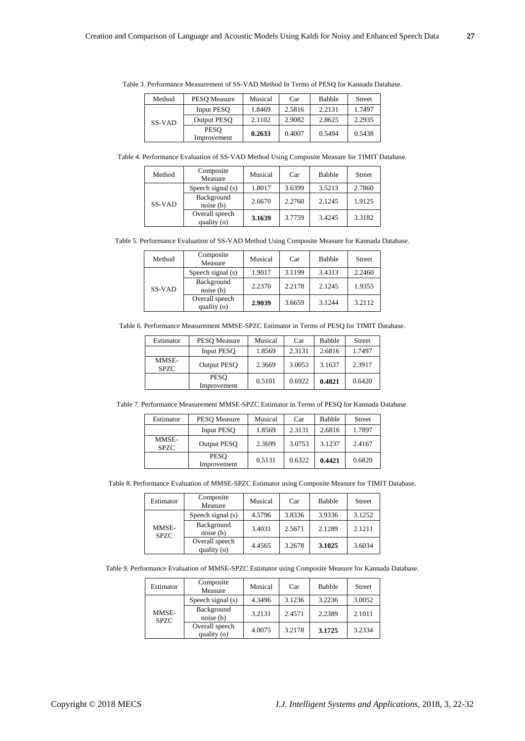Table 3. Performance Measurement of SS-VAD Method In Terms of PESQ for Kannada Database.

| Method | PESQ Measure | Musical | Car | Babble | Street |
|---|---|---|---|---|---|
| SS-VAD | Input PESQ | 1.8469 | 2.5816 | 2.2131 | 1.7497 |
| | Output PESQ | 2.1102 | 2.9082 | 2.8625 | 2.2935 |
| | PESQ Improvement | **0.2633** | 0.4007 | 0.5494 | 0.5438 |

Table 4. Performance Evaluation of SS-VAD Method Using Composite Measure for TIMIT Database.

| Method | Composite Measure | Musical | Car | Babble | Street |
|---|---|---|---|---|---|
| SS-VAD | Speech signal (s) | 1.8017 | 3.6399 | 3.5213 | 2.7860 |
| | Background noise (b) | 2.6670 | 2.2760 | 2.1245 | 1.9125 |
| | Overall speech quality (o) | **3.1639** | 3.7759 | 3.4245 | 3.3182 |

Table 5. Performance Evaluation of SS-VAD Method Using Composite Measure for Kannada Database.

| Method | Composite Measure | Musical | Car | Babble | Street |
|---|---|---|---|---|---|
| SS-VAD | Speech signal (s) | 1.9017 | 3.1199 | 3.4313 | 2.2460 |
| | Background noise (b) | 2.2370 | 2.2178 | 2.1245 | 1.9355 |
| | Overall speech quality (o) | **2.9039** | 3.6659 | 3.1244 | 3.2112 |

Table 6. Performance Measurement MMSE-SPZC Estimator in Terms of PESQ for TIMIT Database.

| Estimator | PESQ Measure | Musical | Car | Babble | Street |
|---|---|---|---|---|---|
| | Input PESQ | 1.8569 | 2.3131 | 2.6816 | 1.7497 |
| MMSE-SPZC | Output PESQ | 2.3669 | 3.0053 | 3.1637 | 2.3917 |
| | PESQ Improvement | 0.5101 | 0.6922 | **0.4821** | 0.6420 |

Table 7. Performance Measurement MMSE-SPZC Estimator in Terms of PESQ for Kannada Database.

| Estimator | PESQ Measure | Musical | Car | Babble | Street |
|---|---|---|---|---|---|
| | Input PESQ | 1.8569 | 2.3131 | 2.6816 | 1.7897 |
| MMSE-SPZC | Output PESQ | 2.3699 | 3.0753 | 3.1237 | 2.4167 |
| | PESQ Improvement | 0.5131 | 0.6322 | **0.4421** | 0.6820 |

Table 8. Performance Evaluation of MMSE-SPZC Estimator using Composite Measure for TIMIT Database.

| Estimator | Composite Measure | Musical | Car | Babble | Street |
|---|---|---|---|---|---|
| MMSE-SPZC | Speech signal (s) | 4.5796 | 3.8336 | 3.9336 | 3.1252 |
| | Background noise (b) | 3.4031 | 2.5671 | 2.1289 | 2.1211 |
| | Overall speech quality (o) | 4.4565 | 3.2678 | **3.1025** | 3.6034 |

Table 9. Performance Evaluation of MMSE-SPZC Estimator using Composite Measure for Kannada Database.

| Estimator | Composite Measure | Musical | Car | Babble | Street |
|---|---|---|---|---|---|
| MMSE-SPZC | Speech signal (s) | 4.3496 | 3.1236 | 3.2236 | 3.0052 |
| | Background noise (b) | 3.2131 | 2.4571 | 2.2389 | 2.1011 |
| | Overall speech quality (o) | 4.0075 | 3.2178 | **3.1725** | 3.2334 |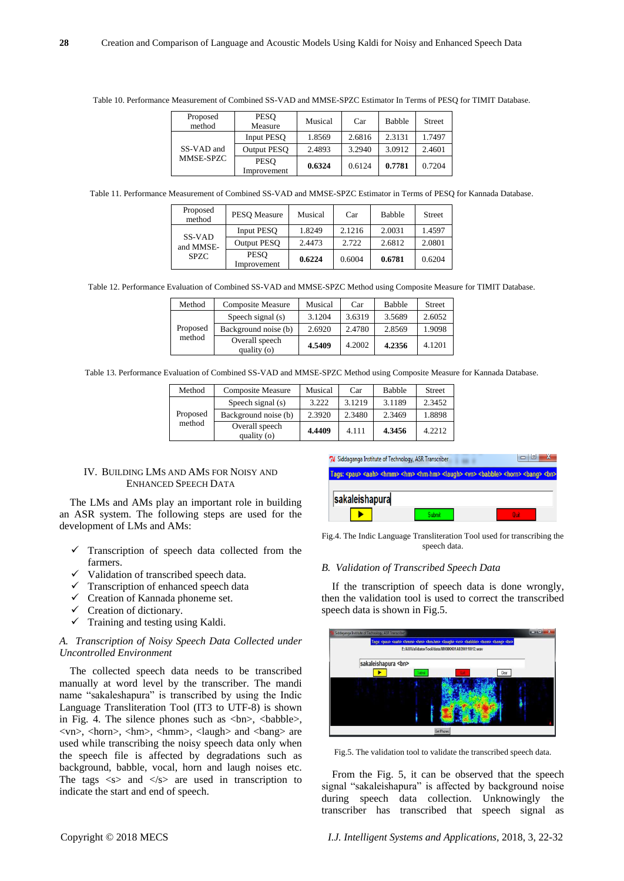Table 10. Performance Measurement of Combined SS-VAD and MMSE-SPZC Estimator In Terms of PESQ for TIMIT Database.

| Proposed method | PESQ Measure | Musical | Car | Babble | Street |
|---|---|---|---|---|---|
| SS-VAD and MMSE-SPZC | Input PESQ | 1.8569 | 2.6816 | 2.3131 | 1.7497 |
| | Output PESQ | 2.4893 | 3.2940 | 3.0912 | 2.4601 |
| | PESQ Improvement | **0.6324** | 0.6124 | **0.7781** | 0.7204 |

Table 11. Performance Measurement of Combined SS-VAD and MMSE-SPZC Estimator in Terms of PESQ for Kannada Database.

| Proposed method | PESQ Measure | Musical | Car | Babble | Street |
|---|---|---|---|---|---|
| SS-VAD and MMSE-SPZC | Input PESQ | 1.8249 | 2.1216 | 2.0031 | 1.4597 |
| | Output PESQ | 2.4473 | 2.722 | 2.6812 | 2.0801 |
| | PESQ Improvement | **0.6224** | 0.6004 | **0.6781** | 0.6204 |

Table 12. Performance Evaluation of Combined SS-VAD and MMSE-SPZC Method using Composite Measure for TIMIT Database.

| Method | Composite Measure | Musical | Car | Babble | Street |
|---|---|---|---|---|---|
| Proposed method | Speech signal (s) | 3.1204 | 3.6319 | 3.5689 | 2.6052 |
| | Background noise (b) | 2.6920 | 2.4780 | 2.8569 | 1.9098 |
| | Overall speech quality (o) | **4.5409** | 4.2002 | **4.2356** | 4.1201 |

Table 13. Performance Evaluation of Combined SS-VAD and MMSE-SPZC Method using Composite Measure for Kannada Database.

| Method | Composite Measure | Musical | Car | Babble | Street |
|---|---|---|---|---|---|
| Proposed method | Speech signal (s) | 3.222 | 3.1219 | 3.1189 | 2.3452 |
| | Background noise (b) | 2.3920 | 2.3480 | 2.3469 | 1.8898 |
| | Overall speech quality (o) | **4.4409** | 4.111 | **4.3456** | 4.2212 |

## IV. Building LMs and AMs for Noisy and Enhanced Speech Data

The LMs and AMs play an important role in building an ASR system. The following steps are used for the development of LMs and AMs:

- ✓ Transcription of speech data collected from the farmers.
- ✓ Validation of transcribed speech data.
- ✓ Transcription of enhanced speech data
- ✓ Creation of Kannada phoneme set.
- ✓ Creation of dictionary.
- ✓ Training and testing using Kaldi.

### *A. Transcription of Noisy Speech Data Collected under Uncontrolled Environment*

The collected speech data needs to be transcribed manually at word level by the transcriber. The mandi name "sakaleshapura" is transcribed by using the Indic Language Transliteration Tool (IT3 to UTF-8) is shown in Fig. 4. The silence phones such as <bn>, <babble>, <vn>, <horn>, <hm>, <hmm>, <laugh> and <bang> are used while transcribing the noisy speech data only when the speech file is affected by degradations such as background, babble, vocal, horn and laugh noises etc. The tags <s> and </s> are used in transcription to indicate the start and end of speech.

Fig.4. The Indic Language Transliteration Tool used for transcribing the speech data.

### *B. Validation of Transcribed Speech Data*

If the transcription of speech data is done wrongly, then the validation tool is used to correct the transcribed speech data is shown in Fig.5.

Fig.5. The validation tool to validate the transcribed speech data.

From the Fig. 5, it can be observed that the speech signal "sakaleishapura" is affected by background noise during speech data collection. Unknowingly the transcriber has transcribed that speech signal as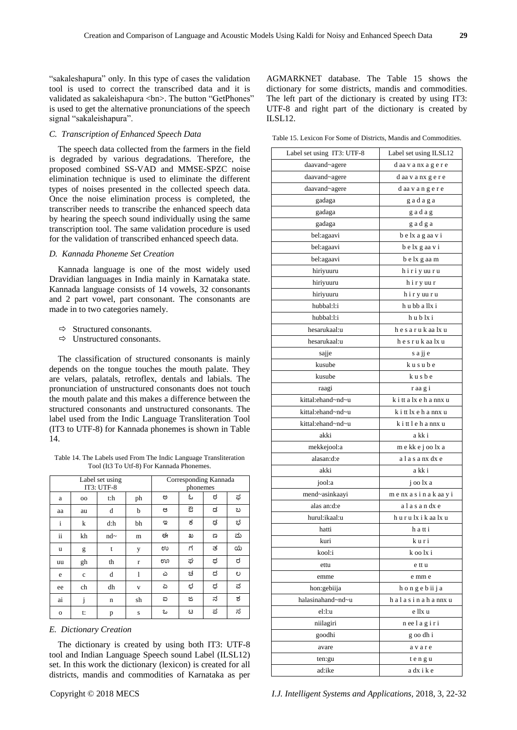"sakaleshapura" only. In this type of cases the validation tool is used to correct the transcribed data and it is validated as sakaleishapura <bn>. The button "GetPhones" is used to get the alternative pronunciations of the speech signal "sakaleishapura".

### *C. Transcription of Enhanced Speech Data*

The speech data collected from the farmers in the field is degraded by various degradations. Therefore, the proposed combined SS-VAD and MMSE-SPZC noise elimination technique is used to eliminate the different types of noises presented in the collected speech data. Once the noise elimination process is completed, the transcriber needs to transcribe the enhanced speech data by hearing the speech sound individually using the same transcription tool. The same validation procedure is used for the validation of transcribed enhanced speech data.

### *D. Kannada Phoneme Set Creation*

Kannada language is one of the most widely used Dravidian languages in India mainly in Karnataka state. Kannada language consists of 14 vowels, 32 consonants and 2 part vowel, part consonant. The consonants are made in to two categories namely.

- ⇨ Structured consonants.
- ⇨ Unstructured consonants.

The classification of structured consonants is mainly depends on the tongue touches the mouth palate. They are velars, palatals, retroflex, dentals and labials. The pronunciation of unstructured consonants does not touch the mouth palate and this makes a difference between the structured consonants and unstructured consonants. The label used from the Indic Language Transliteration Tool (IT3 to UTF-8) for Kannada phonemes is shown in Table 14.

Table 14. The Labels used From The Indic Language Transliteration Tool (It3 To Utf-8) For Kannada Phonemes.

| Label set using IT3: UTF-8 | | | | Corresponding Kannada phonemes | | | |
|---|---|---|---|---|---|---|---|
| a | oo | t:h | ph | ಅ | ಓ | ಠ | ಫ |
| aa | au | d | b | ಆ | ಔ | ಡ | ಬ |
| i | k | d:h | bh | ಇ | ಕ | ಢ | ಭ |
| ii | kh | nd~ | m | ಈ | ಖ | ಣ | ಮ |
| u | g | t | y | ಉ | ಗ | ತ | ಯ |
| uu | gh | th | r | ಊ | ಘ | ಥ | ರ |
| e | c | d | l | ಎ | ಚ | ದ | ಲ |
| ee | ch | dh | v | ಏ | ಛ | ಧ | ವ |
| ai | j | n | sh | ಐ | ಜ | ನ | ಶ |
| o | t: | p | s | ಒ | ಟ | ಪ | ಸ |

### *E. Dictionary Creation*

The dictionary is created by using both IT3: UTF-8 tool and Indian Language Speech sound Label (ILSL12) set. In this work the dictionary (lexicon) is created for all districts, mandis and commodities of Karnataka as per AGMARKNET database. The Table 15 shows the dictionary for some districts, mandis and commodities. The left part of the dictionary is created by using IT3: UTF-8 and right part of the dictionary is created by ILSL12.

Table 15. Lexicon For Some of Districts, Mandis and Commodities.

| Label set using IT3: UTF-8 | Label set using ILSL12 |
|---|---|
| daavand~agere | d aa v a nx a g e r e |
| daavand~agere | d aa v a nx g e r e |
| daavand~agere | d aa v a n g e r e |
| gadaga | g a d a g a |
| gadaga | g a d a g |
| gadaga | g a d g a |
| bel:agaavi | b e lx a g aa v i |
| bel:agaavi | b e lx g aa v i |
| bel:agaavi | b e lx g aa m |
| hiriyuuru | h i r i y uu r u |
| hiriyuuru | h i r y uu r |
| hiriyuuru | h i r y uu r u |
| hubbal:l:i | h u bb a llx i |
| hubbal:l:i | h u b lx i |
| hesarukaal:u | h e s a r u k aa lx u |
| hesarukaal:u | h e s r u k aa lx u |
| sajje | s a jj e |
| kusube | k u s u b e |
| kusube | k u s b e |
| raagi | r aa g i |
| kittal:ehand~nd~u | k i tt a lx e h a nnx u |
| kittal:ehand~nd~u | k i tt lx e h a nnx u |
| kittal:ehand~nd~u | k i tt l e h a nnx u |
| akki | a kk i |
| mekkejool:a | m e kk e j oo lx a |
| alasan:d:e | a l a s a nx dx e |
| akki | a kk i |
| jool:a | j oo lx a |
| mend~asinkaayi | m e nx a s i n a k aa y i |
| alas an:d:e | a l a s a n dx e |
| hurul:ikaal:u | h u r u lx i k aa lx u |
| hatti | h a tt i |
| kuri | k u r i |
| kool:i | k oo lx i |
| ettu | e tt u |
| emme | e mm e |
| hon:gebiija | h o n g e b ii j a |
| halasinahand~nd~u | h a l a s i n a h a nnx u |
| el:l:u | e llx u |
| niilagiri | n ee l a g i r i |
| goodhi | g oo dh i |
| avare | a v a r e |
| ten:gu | t e n g u |
| ad:ike | a dx i k e |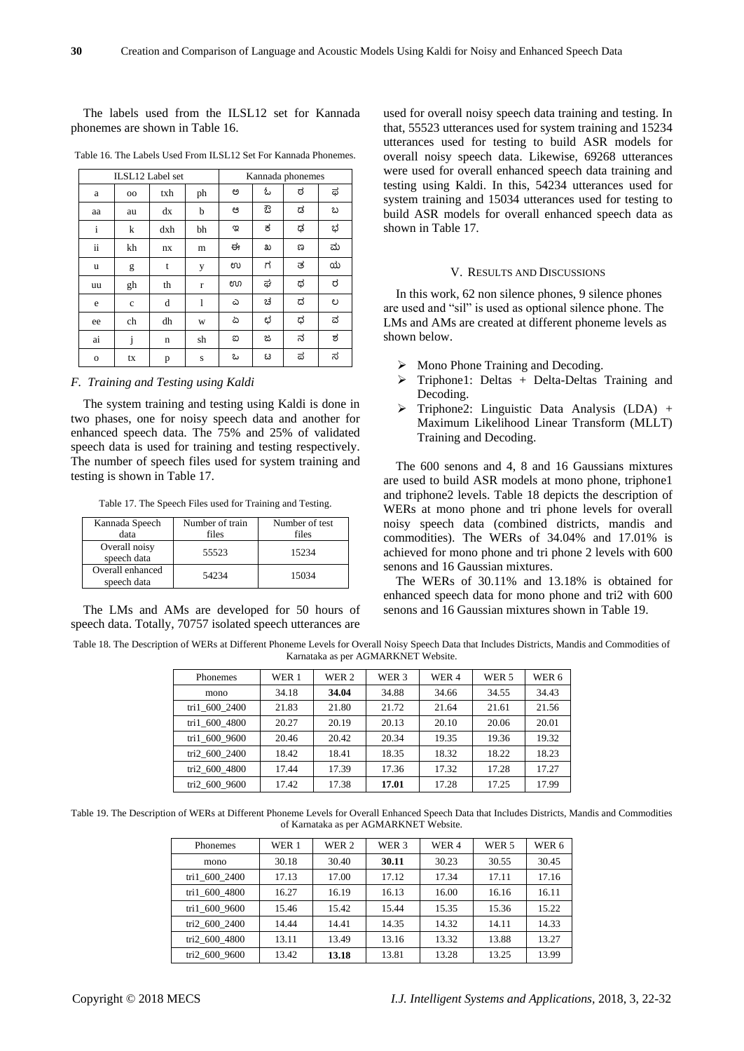The labels used from the ILSL12 set for Kannada phonemes are shown in Table 16.

Table 16. The Labels Used From ILSL12 Set For Kannada Phonemes.

| ILSL12 Label set | | | | Kannada phonemes | | | |
|---|---|---|---|---|---|---|---|
| a | oo | txh | ph | ಅ | ಓ | ಠ | ಫ |
| aa | au | dx | b | ಆ | ಔ | ಡ | ಬ |
| i | k | dxh | bh | ಇ | ಕ | ಢ | ಭ |
| ii | kh | nx | m | ಈ | ಖ | ಣ | ಮ |
| u | g | t | y | ಉ | ಗ | ತ | ಯ |
| uu | gh | th | r | ಊ | ಘ | ಥ | ರ |
| e | c | d | l | ಎ | ಚ | ದ | ಲ |
| ee | ch | dh | w | ಏ | ಛ | ಧ | ವ |
| ai | j | n | sh | ಐ | ಜ | ನ | ಶ |
| o | tx | p | s | ಒ | ಟ | ಪ | ಸ |

### *F. Training and Testing using Kaldi*

The system training and testing using Kaldi is done in two phases, one for noisy speech data and another for enhanced speech data. The 75% and 25% of validated speech data is used for training and testing respectively. The number of speech files used for system training and testing is shown in Table 17.

Table 17. The Speech Files used for Training and Testing.

| Kannada Speech data | Number of train files | Number of test files |
|---|---|---|
| Overall noisy speech data | 55523 | 15234 |
| Overall enhanced speech data | 54234 | 15034 |

The LMs and AMs are developed for 50 hours of speech data. Totally, 70757 isolated speech utterances are used for overall noisy speech data training and testing. In that, 55523 utterances used for system training and 15234 utterances used for testing to build ASR models for overall noisy speech data. Likewise, 69268 utterances were used for overall enhanced speech data training and testing using Kaldi. In this, 54234 utterances used for system training and 15034 utterances used for testing to build ASR models for overall enhanced speech data as shown in Table 17.

## V. Results and Discussions

In this work, 62 non silence phones, 9 silence phones are used and "sil" is used as optional silence phone. The LMs and AMs are created at different phoneme levels as shown below.

- Mono Phone Training and Decoding.
- Triphone1: Deltas + Delta-Deltas Training and Decoding.
- Triphone2: Linguistic Data Analysis (LDA) + Maximum Likelihood Linear Transform (MLLT) Training and Decoding.

The 600 senons and 4, 8 and 16 Gaussians mixtures are used to build ASR models at mono phone, triphone1 and triphone2 levels. Table 18 depicts the description of WERs at mono phone and tri phone levels for overall noisy speech data (combined districts, mandis and commodities). The WERs of 34.04% and 17.01% is achieved for mono phone and tri phone 2 levels with 600 senons and 16 Gaussian mixtures.

The WERs of 30.11% and 13.18% is obtained for enhanced speech data for mono phone and tri2 with 600 senons and 16 Gaussian mixtures shown in Table 19.

Table 18. The Description of WERs at Different Phoneme Levels for Overall Noisy Speech Data that Includes Districts, Mandis and Commodities of Karnataka as per AGMARKNET Website.

| Phonemes | WER 1 | WER 2 | WER 3 | WER 4 | WER 5 | WER 6 |
|---|---|---|---|---|---|---|
| mono | 34.18 | **34.04** | 34.88 | 34.66 | 34.55 | 34.43 |
| tri1_600_2400 | 21.83 | 21.80 | 21.72 | 21.64 | 21.61 | 21.56 |
| tri1_600_4800 | 20.27 | 20.19 | 20.13 | 20.10 | 20.06 | 20.01 |
| tri1_600_9600 | 20.46 | 20.42 | 20.34 | 19.35 | 19.36 | 19.32 |
| tri2_600_2400 | 18.42 | 18.41 | 18.35 | 18.32 | 18.22 | 18.23 |
| tri2_600_4800 | 17.44 | 17.39 | 17.36 | 17.32 | 17.28 | 17.27 |
| tri2_600_9600 | 17.42 | 17.38 | **17.01** | 17.28 | 17.25 | 17.99 |

Table 19. The Description of WERs at Different Phoneme Levels for Overall Enhanced Speech Data that Includes Districts, Mandis and Commodities of Karnataka as per AGMARKNET Website.

| Phonemes | WER 1 | WER 2 | WER 3 | WER 4 | WER 5 | WER 6 |
|---|---|---|---|---|---|---|
| mono | 30.18 | 30.40 | **30.11** | 30.23 | 30.55 | 30.45 |
| tri1_600_2400 | 17.13 | 17.00 | 17.12 | 17.34 | 17.11 | 17.16 |
| tri1_600_4800 | 16.27 | 16.19 | 16.13 | 16.00 | 16.16 | 16.11 |
| tri1_600_9600 | 15.46 | 15.42 | 15.44 | 15.35 | 15.36 | 15.22 |
| tri2_600_2400 | 14.44 | 14.41 | 14.35 | 14.32 | 14.11 | 14.33 |
| tri2_600_4800 | 13.11 | 13.49 | 13.16 | 13.32 | 13.88 | 13.27 |
| tri2_600_9600 | 13.42 | **13.18** | 13.81 | 13.28 | 13.25 | 13.99 |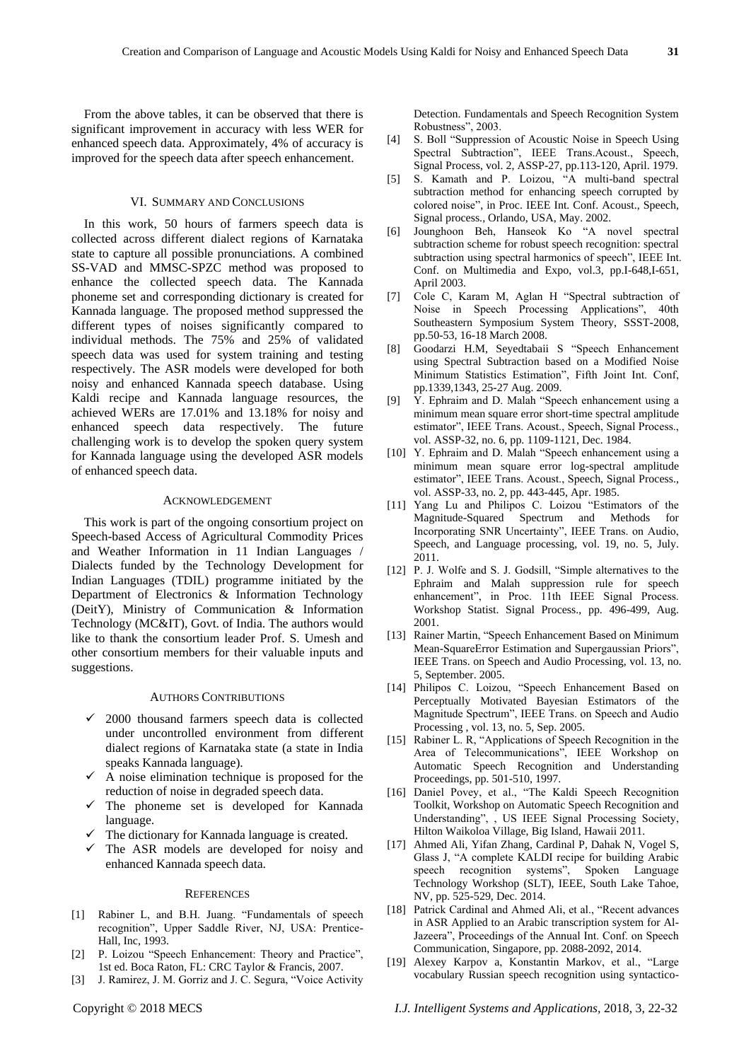From the above tables, it can be observed that there is significant improvement in accuracy with less WER for enhanced speech data. Approximately, 4% of accuracy is improved for the speech data after speech enhancement.

## VI. Summary and Conclusions

In this work, 50 hours of farmers speech data is collected across different dialect regions of Karnataka state to capture all possible pronunciations. A combined SS-VAD and MMSC-SPZC method was proposed to enhance the collected speech data. The Kannada phoneme set and corresponding dictionary is created for Kannada language. The proposed method suppressed the different types of noises significantly compared to individual methods. The 75% and 25% of validated speech data was used for system training and testing respectively. The ASR models were developed for both noisy and enhanced Kannada speech database. Using Kaldi recipe and Kannada language resources, the achieved WERs are 17.01% and 13.18% for noisy and enhanced speech data respectively. The future challenging work is to develop the spoken query system for Kannada language using the developed ASR models of enhanced speech data.

## Acknowledgement

This work is part of the ongoing consortium project on Speech-based Access of Agricultural Commodity Prices and Weather Information in 11 Indian Languages / Dialects funded by the Technology Development for Indian Languages (TDIL) programme initiated by the Department of Electronics & Information Technology (DeitY), Ministry of Communication & Information Technology (MC&IT), Govt. of India. The authors would like to thank the consortium leader Prof. S. Umesh and other consortium members for their valuable inputs and suggestions.

## Authors Contributions

- ✓ 2000 thousand farmers speech data is collected under uncontrolled environment from different dialect regions of Karnataka state (a state in India speaks Kannada language).
- ✓ A noise elimination technique is proposed for the reduction of noise in degraded speech data.
- ✓ The phoneme set is developed for Kannada language.
- ✓ The dictionary for Kannada language is created.
- ✓ The ASR models are developed for noisy and enhanced Kannada speech data.

## References

[1] Rabiner L, and B.H. Juang. "Fundamentals of speech recognition", Upper Saddle River, NJ, USA: Prentice-Hall, Inc, 1993.

[2] P. Loizou "Speech Enhancement: Theory and Practice", 1st ed. Boca Raton, FL: CRC Taylor & Francis, 2007.

[3] J. Ramirez, J. M. Gorriz and J. C. Segura, "Voice Activity Detection. Fundamentals and Speech Recognition System Robustness", 2003.

[4] S. Boll "Suppression of Acoustic Noise in Speech Using Spectral Subtraction", IEEE Trans.Acoust., Speech, Signal Process, vol. 2, ASSP-27, pp.113-120, April. 1979.

[5] S. Kamath and P. Loizou, "A multi-band spectral subtraction method for enhancing speech corrupted by colored noise", in Proc. IEEE Int. Conf. Acoust., Speech, Signal process., Orlando, USA, May. 2002.

[6] Jounghoon Beh, Hanseok Ko "A novel spectral subtraction scheme for robust speech recognition: spectral subtraction using spectral harmonics of speech", IEEE Int. Conf. on Multimedia and Expo, vol.3, pp.I-648,I-651, April 2003.

[7] Cole C, Karam M, Aglan H "Spectral subtraction of Noise in Speech Processing Applications", 40th Southeastern Symposium System Theory, SSST-2008, pp.50-53, 16-18 March 2008.

[8] Goodarzi H.M, Seyedtabaii S "Speech Enhancement using Spectral Subtraction based on a Modified Noise Minimum Statistics Estimation", Fifth Joint Int. Conf, pp.1339,1343, 25-27 Aug. 2009.

[9] Y. Ephraim and D. Malah "Speech enhancement using a minimum mean square error short-time spectral amplitude estimator", IEEE Trans. Acoust., Speech, Signal Process., vol. ASSP-32, no. 6, pp. 1109-1121, Dec. 1984.

[10] Y. Ephraim and D. Malah "Speech enhancement using a minimum mean square error log-spectral amplitude estimator", IEEE Trans. Acoust., Speech, Signal Process., vol. ASSP-33, no. 2, pp. 443-445, Apr. 1985.

[11] Yang Lu and Philipos C. Loizou "Estimators of the Magnitude-Squared Spectrum and Methods for Incorporating SNR Uncertainty", IEEE Trans. on Audio, Speech, and Language processing, vol. 19, no. 5, July. 2011.

[12] P. J. Wolfe and S. J. Godsill, "Simple alternatives to the Ephraim and Malah suppression rule for speech enhancement", in Proc. 11th IEEE Signal Process. Workshop Statist. Signal Process., pp. 496-499, Aug. 2001.

[13] Rainer Martin, "Speech Enhancement Based on Minimum Mean-SquareError Estimation and Supergaussian Priors", IEEE Trans. on Speech and Audio Processing, vol. 13, no. 5, September. 2005.

[14] Philipos C. Loizou, "Speech Enhancement Based on Perceptually Motivated Bayesian Estimators of the Magnitude Spectrum", IEEE Trans. on Speech and Audio Processing , vol. 13, no. 5, Sep. 2005.

[15] Rabiner L. R, "Applications of Speech Recognition in the Area of Telecommunications", IEEE Workshop on Automatic Speech Recognition and Understanding Proceedings, pp. 501-510, 1997.

[16] Daniel Povey, et al., "The Kaldi Speech Recognition Toolkit, Workshop on Automatic Speech Recognition and Understanding", , US IEEE Signal Processing Society, Hilton Waikoloa Village, Big Island, Hawaii 2011.

[17] Ahmed Ali, Yifan Zhang, Cardinal P, Dahak N, Vogel S, Glass J, "A complete KALDI recipe for building Arabic speech recognition systems", Spoken Language Technology Workshop (SLT), IEEE, South Lake Tahoe, NV, pp. 525-529, Dec. 2014.

[18] Patrick Cardinal and Ahmed Ali, et al., "Recent advances in ASR Applied to an Arabic transcription system for Al-Jazeera", Proceedings of the Annual Int. Conf. on Speech Communication, Singapore, pp. 2088-2092, 2014.

[19] Alexey Karpov a, Konstantin Markov, et al., "Large vocabulary Russian speech recognition using syntactico-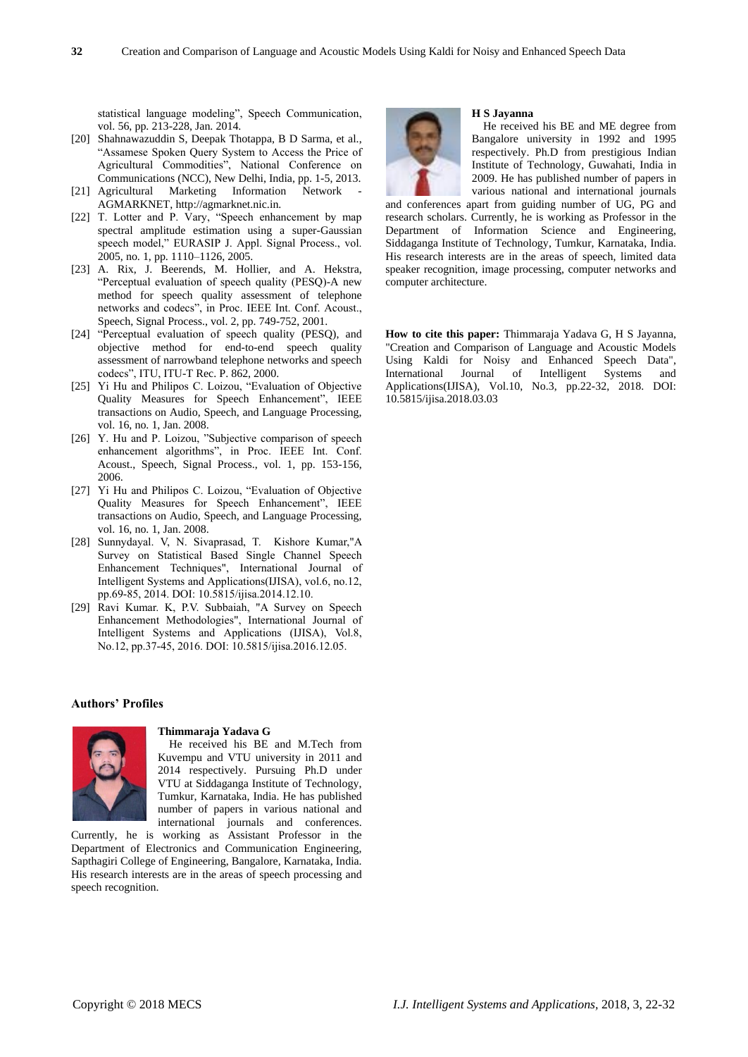statistical language modeling", Speech Communication, vol. 56, pp. 213-228, Jan. 2014.

[20] Shahnawazuddin S, Deepak Thotappa, B D Sarma, et al., "Assamese Spoken Query System to Access the Price of Agricultural Commodities", National Conference on Communications (NCC), New Delhi, India, pp. 1-5, 2013.

[21] Agricultural Marketing Information Network - AGMARKNET, http://agmarknet.nic.in.

[22] T. Lotter and P. Vary, "Speech enhancement by map spectral amplitude estimation using a super-Gaussian speech model," EURASIP J. Appl. Signal Process., vol. 2005, no. 1, pp. 1110–1126, 2005.

[23] A. Rix, J. Beerends, M. Hollier, and A. Hekstra, "Perceptual evaluation of speech quality (PESQ)-A new method for speech quality assessment of telephone networks and codecs", in Proc. IEEE Int. Conf. Acoust., Speech, Signal Process., vol. 2, pp. 749-752, 2001.

[24] "Perceptual evaluation of speech quality (PESQ), and objective method for end-to-end speech quality assessment of narrowband telephone networks and speech codecs", ITU, ITU-T Rec. P. 862, 2000.

[25] Yi Hu and Philipos C. Loizou, "Evaluation of Objective Quality Measures for Speech Enhancement", IEEE transactions on Audio, Speech, and Language Processing, vol. 16, no. 1, Jan. 2008.

[26] Y. Hu and P. Loizou, "Subjective comparison of speech enhancement algorithms", in Proc. IEEE Int. Conf. Acoust., Speech, Signal Process., vol. 1, pp. 153-156, 2006.

[27] Yi Hu and Philipos C. Loizou, "Evaluation of Objective Quality Measures for Speech Enhancement", IEEE transactions on Audio, Speech, and Language Processing, vol. 16, no. 1, Jan. 2008.

[28] Sunnydayal. V, N. Sivaprasad, T. Kishore Kumar,"A Survey on Statistical Based Single Channel Speech Enhancement Techniques", International Journal of Intelligent Systems and Applications(IJISA), vol.6, no.12, pp.69-85, 2014. DOI: 10.5815/ijisa.2014.12.10.

[29] Ravi Kumar. K, P.V. Subbaiah, "A Survey on Speech Enhancement Methodologies", International Journal of Intelligent Systems and Applications (IJISA), Vol.8, No.12, pp.37-45, 2016. DOI: 10.5815/ijisa.2016.12.05.

## Authors' Profiles

**Thimmaraja Yadava G**

He received his BE and M.Tech from Kuvempu and VTU university in 2011 and 2014 respectively. Pursuing Ph.D under VTU at Siddaganga Institute of Technology, Tumkur, Karnataka, India. He has published number of papers in various national and international journals and conferences. Currently, he is working as Assistant Professor in the Department of Electronics and Communication Engineering, Sapthagiri College of Engineering, Bangalore, Karnataka, India. His research interests are in the areas of speech processing and speech recognition.

**H S Jayanna**

He received his BE and ME degree from Bangalore university in 1992 and 1995 respectively. Ph.D from prestigious Indian Institute of Technology, Guwahati, India in 2009. He has published number of papers in various national and international journals and conferences apart from guiding number of UG, PG and research scholars. Currently, he is working as Professor in the Department of Information Science and Engineering, Siddaganga Institute of Technology, Tumkur, Karnataka, India. His research interests are in the areas of speech, limited data speaker recognition, image processing, computer networks and computer architecture.

**How to cite this paper:** Thimmaraja Yadava G, H S Jayanna, "Creation and Comparison of Language and Acoustic Models Using Kaldi for Noisy and Enhanced Speech Data", International Journal of Intelligent Systems and Applications(IJISA), Vol.10, No.3, pp.22-32, 2018. DOI: 10.5815/ijisa.2018.03.03